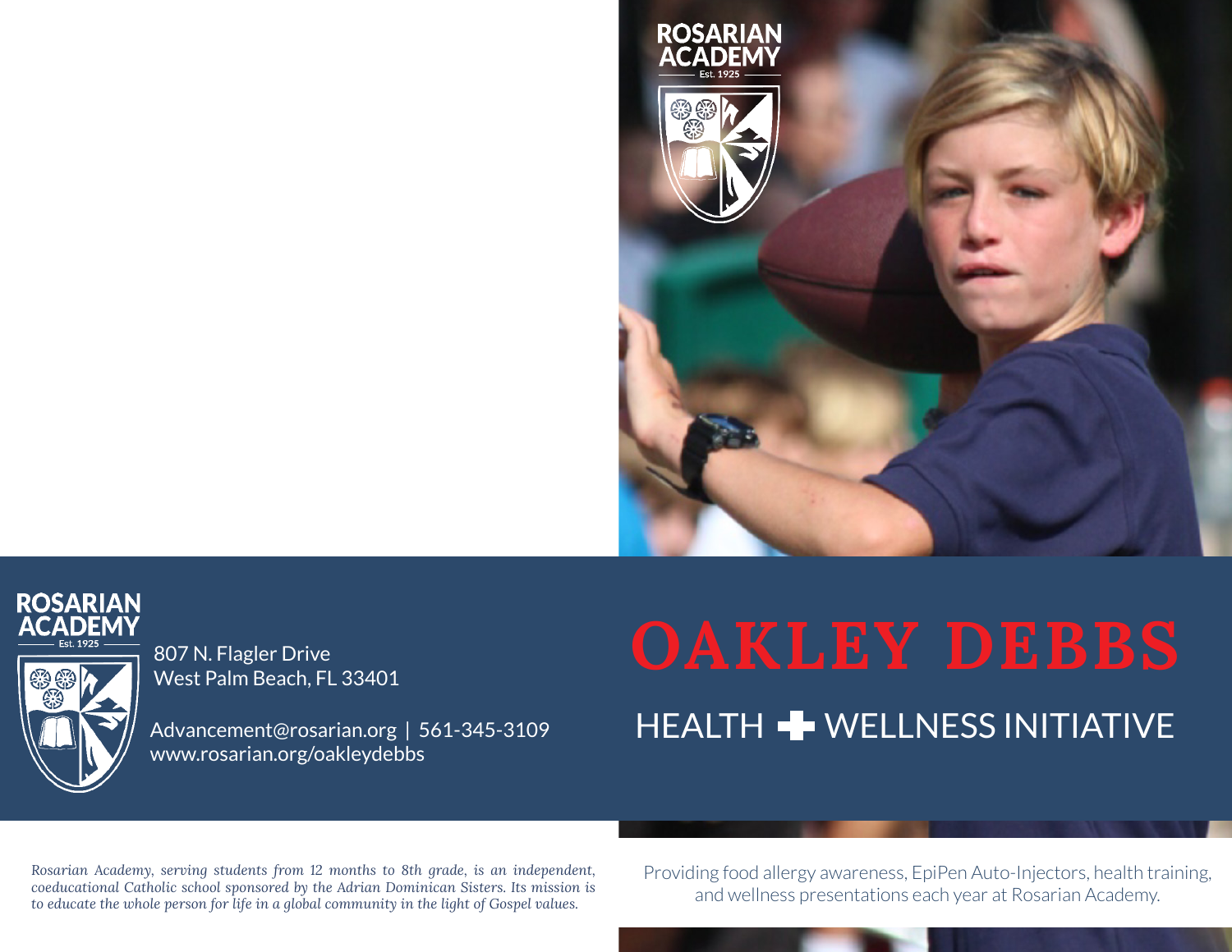ROSARIAN ACADEMY
Est. 1925

ROSARIAN ACADEMY
Est. 1925

807 N. Flagler Drive
West Palm Beach, FL 33401

Advancement@rosarian.org | 561-345-3109
www.rosarian.org/oakleydebbs

# OAKLEY DEBBS

## HEALTH + WELLNESS INITIATIVE

*Rosarian Academy, serving students from 12 months to 8th grade, is an independent, coeducational Catholic school sponsored by the Adrian Dominican Sisters. Its mission is to educate the whole person for life in a global community in the light of Gospel values.*

Providing food allergy awareness, EpiPen Auto-Injectors, health training, and wellness presentations each year at Rosarian Academy.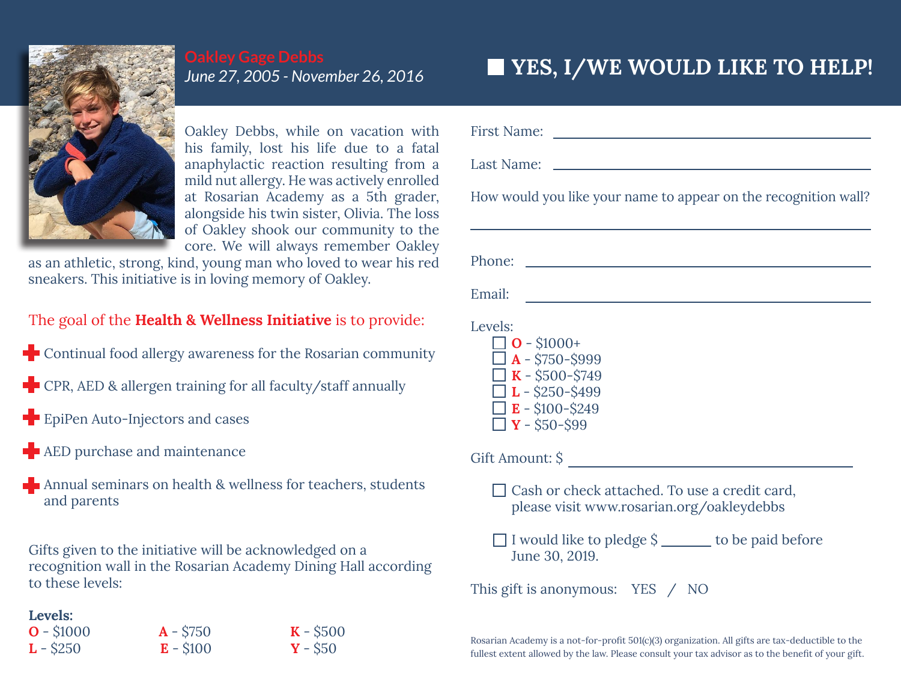## Oakley Gage Debbs

*June 27, 2005 - November 26, 2016*

Oakley Debbs, while on vacation with his family, lost his life due to a fatal anaphylactic reaction resulting from a mild nut allergy. He was actively enrolled at Rosarian Academy as a 5th grader, alongside his twin sister, Olivia. The loss of Oakley shook our community to the core. We will always remember Oakley as an athletic, strong, kind, young man who loved to wear his red sneakers. This initiative is in loving memory of Oakley.

The goal of the **Health & Wellness Initiative** is to provide:

- Continual food allergy awareness for the Rosarian community
- CPR, AED & allergen training for all faculty/staff annually
- EpiPen Auto-Injectors and cases
- AED purchase and maintenance
- Annual seminars on health & wellness for teachers, students and parents

Gifts given to the initiative will be acknowledged on a recognition wall in the Rosarian Academy Dining Hall according to these levels:

**Levels:**

| | | |
|---|---|---|
| **O** - $1000 | **A** - $750 | **K** - $500 |
| **L** - $250 | **E** - $100 | **Y** - $50 |

## ☐ YES, I/WE WOULD LIKE TO HELP!

First Name: ______________________

Last Name: ______________________

How would you like your name to appear on the recognition wall?

______________________

Phone: ______________________

Email: ______________________

Levels:

- ☐ **O** - $1000+
- ☐ **A** - $750-$999
- ☐ **K** - $500-$749
- ☐ **L** - $250-$499
- ☐ **E** - $100-$249
- ☐ **Y** - $50-$99

Gift Amount: $ ______________________

☐ Cash or check attached. To use a credit card, please visit www.rosarian.org/oakleydebbs

☐ I would like to pledge $ _______ to be paid before June 30, 2019.

This gift is anonymous: YES / NO

Rosarian Academy is a not-for-profit 501(c)(3) organization. All gifts are tax-deductible to the fullest extent allowed by the law. Please consult your tax advisor as to the benefit of your gift.